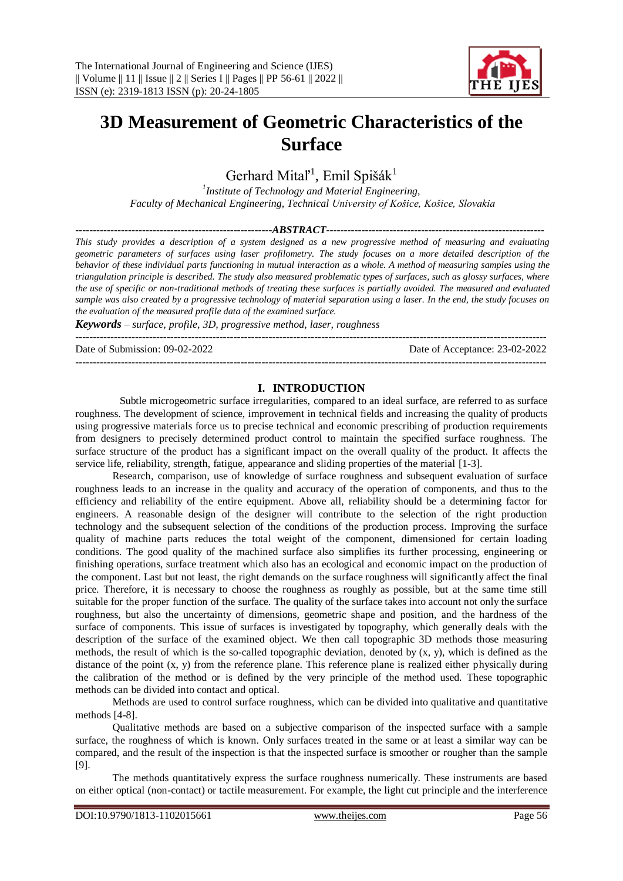# 3D Measurement of Geometric Characteristics of the Surface

Gerhard Mital'[1], Emil Spišák[1]

[1] *Institute of Technology and Material Engineering, Faculty of Mechanical Engineering, Technical University of Košice, Košice, Slovakia*

## ABSTRACT

*This study provides a description of a system designed as a new progressive method of measuring and evaluating geometric parameters of surfaces using laser profilometry. The study focuses on a more detailed description of the behavior of these individual parts functioning in mutual interaction as a whole. A method of measuring samples using the triangulation principle is described. The study also measured problematic types of surfaces, such as glossy surfaces, where the use of specific or non-traditional methods of treating these surfaces is partially avoided. The measured and evaluated sample was also created by a progressive technology of material separation using a laser. In the end, the study focuses on the evaluation of the measured profile data of the examined surface.*

***Keywords*** *– surface, profile, 3D, progressive method, laser, roughness*

Date of Submission: 09-02-2022 Date of Acceptance: 23-02-2022

## I. INTRODUCTION

Subtle microgeometric surface irregularities, compared to an ideal surface, are referred to as surface roughness. The development of science, improvement in technical fields and increasing the quality of products using progressive materials force us to precise technical and economic prescribing of production requirements from designers to precisely determined product control to maintain the specified surface roughness. The surface structure of the product has a significant impact on the overall quality of the product. It affects the service life, reliability, strength, fatigue, appearance and sliding properties of the material [1-3].

Research, comparison, use of knowledge of surface roughness and subsequent evaluation of surface roughness leads to an increase in the quality and accuracy of the operation of components, and thus to the efficiency and reliability of the entire equipment. Above all, reliability should be a determining factor for engineers. A reasonable design of the designer will contribute to the selection of the right production technology and the subsequent selection of the conditions of the production process. Improving the surface quality of machine parts reduces the total weight of the component, dimensioned for certain loading conditions. The good quality of the machined surface also simplifies its further processing, engineering or finishing operations, surface treatment which also has an ecological and economic impact on the production of the component. Last but not least, the right demands on the surface roughness will significantly affect the final price. Therefore, it is necessary to choose the roughness as roughly as possible, but at the same time still suitable for the proper function of the surface. The quality of the surface takes into account not only the surface roughness, but also the uncertainty of dimensions, geometric shape and position, and the hardness of the surface of components. This issue of surfaces is investigated by topography, which generally deals with the description of the surface of the examined object. We then call topographic 3D methods those measuring methods, the result of which is the so-called topographic deviation, denoted by (x, y), which is defined as the distance of the point (x, y) from the reference plane. This reference plane is realized either physically during the calibration of the method or is defined by the very principle of the method used. These topographic methods can be divided into contact and optical.

Methods are used to control surface roughness, which can be divided into qualitative and quantitative methods [4-8].

Qualitative methods are based on a subjective comparison of the inspected surface with a sample surface, the roughness of which is known. Only surfaces treated in the same or at least a similar way can be compared, and the result of the inspection is that the inspected surface is smoother or rougher than the sample [9].

The methods quantitatively express the surface roughness numerically. These instruments are based on either optical (non-contact) or tactile measurement. For example, the light cut principle and the interference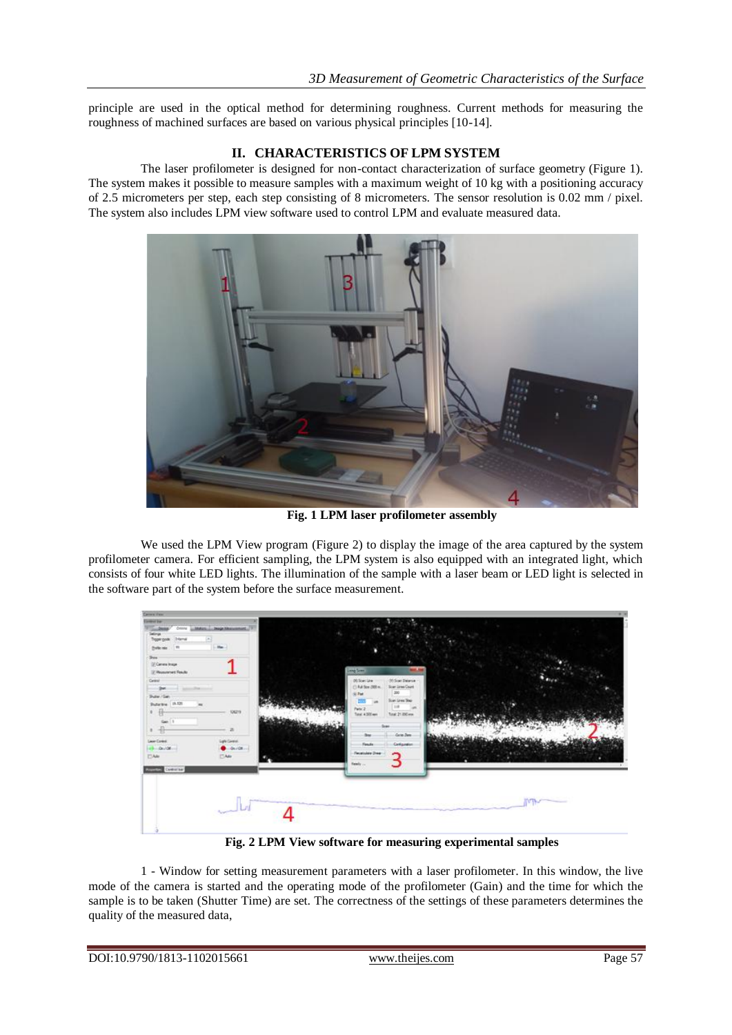principle are used in the optical method for determining roughness. Current methods for measuring the roughness of machined surfaces are based on various physical principles [10-14].

## II. CHARACTERISTICS OF LPM SYSTEM

The laser profilometer is designed for non-contact characterization of surface geometry (Figure 1). The system makes it possible to measure samples with a maximum weight of 10 kg with a positioning accuracy of 2.5 micrometers per step, each step consisting of 8 micrometers. The sensor resolution is 0.02 mm / pixel. The system also includes LPM view software used to control LPM and evaluate measured data.

**Fig. 1 LPM laser profilometer assembly**

We used the LPM View program (Figure 2) to display the image of the area captured by the system profilometer camera. For efficient sampling, the LPM system is also equipped with an integrated light, which consists of four white LED lights. The illumination of the sample with a laser beam or LED light is selected in the software part of the system before the surface measurement.

**Fig. 2 LPM View software for measuring experimental samples**

1 - Window for setting measurement parameters with a laser profilometer. In this window, the live mode of the camera is started and the operating mode of the profilometer (Gain) and the time for which the sample is to be taken (Shutter Time) are set. The correctness of the settings of these parameters determines the quality of the measured data,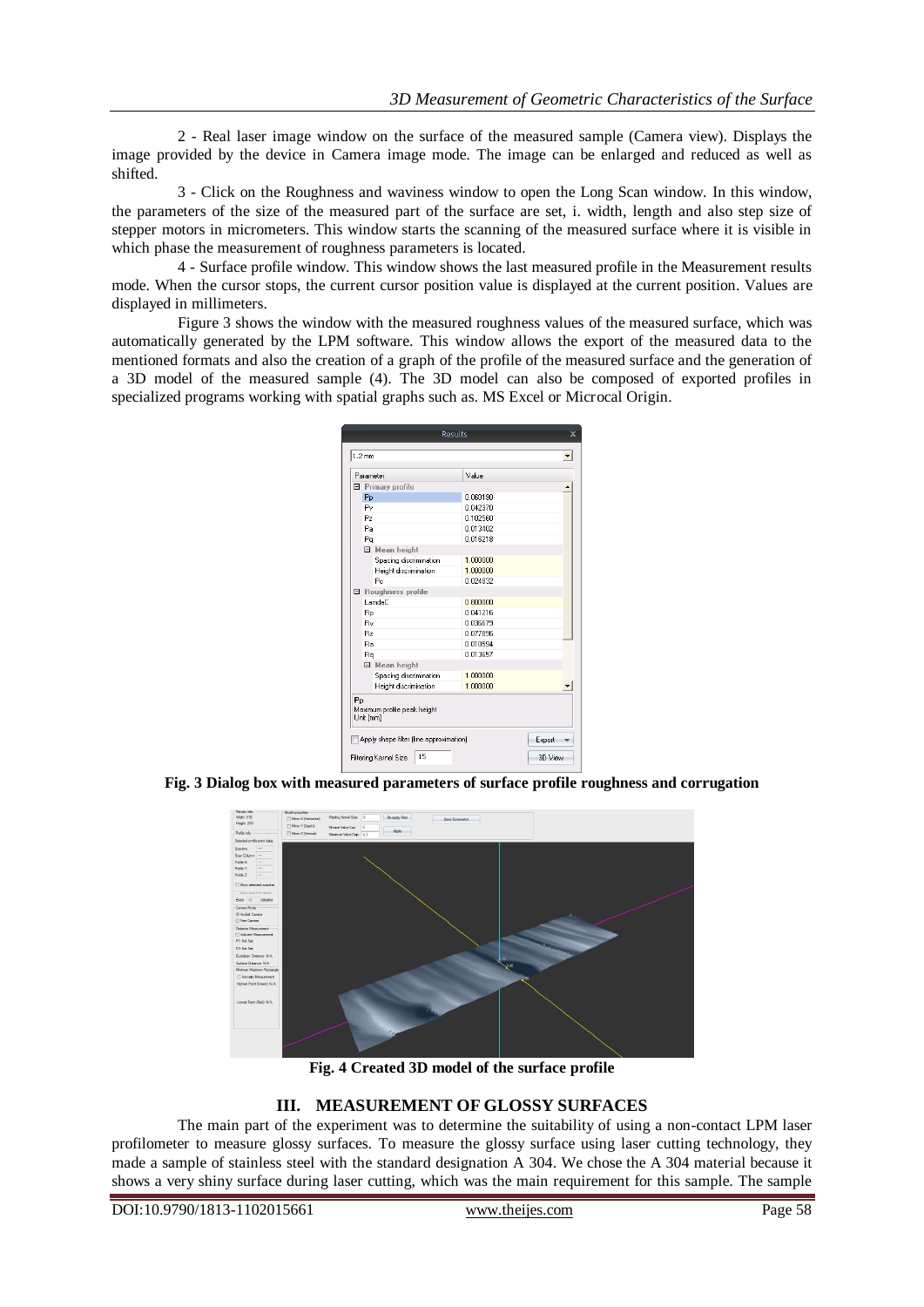2 - Real laser image window on the surface of the measured sample (Camera view). Displays the image provided by the device in Camera image mode. The image can be enlarged and reduced as well as shifted.

3 - Click on the Roughness and waviness window to open the Long Scan window. In this window, the parameters of the size of the measured part of the surface are set, i. width, length and also step size of stepper motors in micrometers. This window starts the scanning of the measured surface where it is visible in which phase the measurement of roughness parameters is located.

4 - Surface profile window. This window shows the last measured profile in the Measurement results mode. When the cursor stops, the current cursor position value is displayed at the current position. Values are displayed in millimeters.

Figure 3 shows the window with the measured roughness values of the measured surface, which was automatically generated by the LPM software. This window allows the export of the measured data to the mentioned formats and also the creation of a graph of the profile of the measured surface and the generation of a 3D model of the measured sample (4). The 3D model can also be composed of exported profiles in specialized programs working with spatial graphs such as. MS Excel or Microcal Origin.

**Fig. 3 Dialog box with measured parameters of surface profile roughness and corrugation**

**Fig. 4 Created 3D model of the surface profile**

## III. MEASUREMENT OF GLOSSY SURFACES

The main part of the experiment was to determine the suitability of using a non-contact LPM laser profilometer to measure glossy surfaces. To measure the glossy surface using laser cutting technology, they made a sample of stainless steel with the standard designation A 304. We chose the A 304 material because it shows a very shiny surface during laser cutting, which was the main requirement for this sample. The sample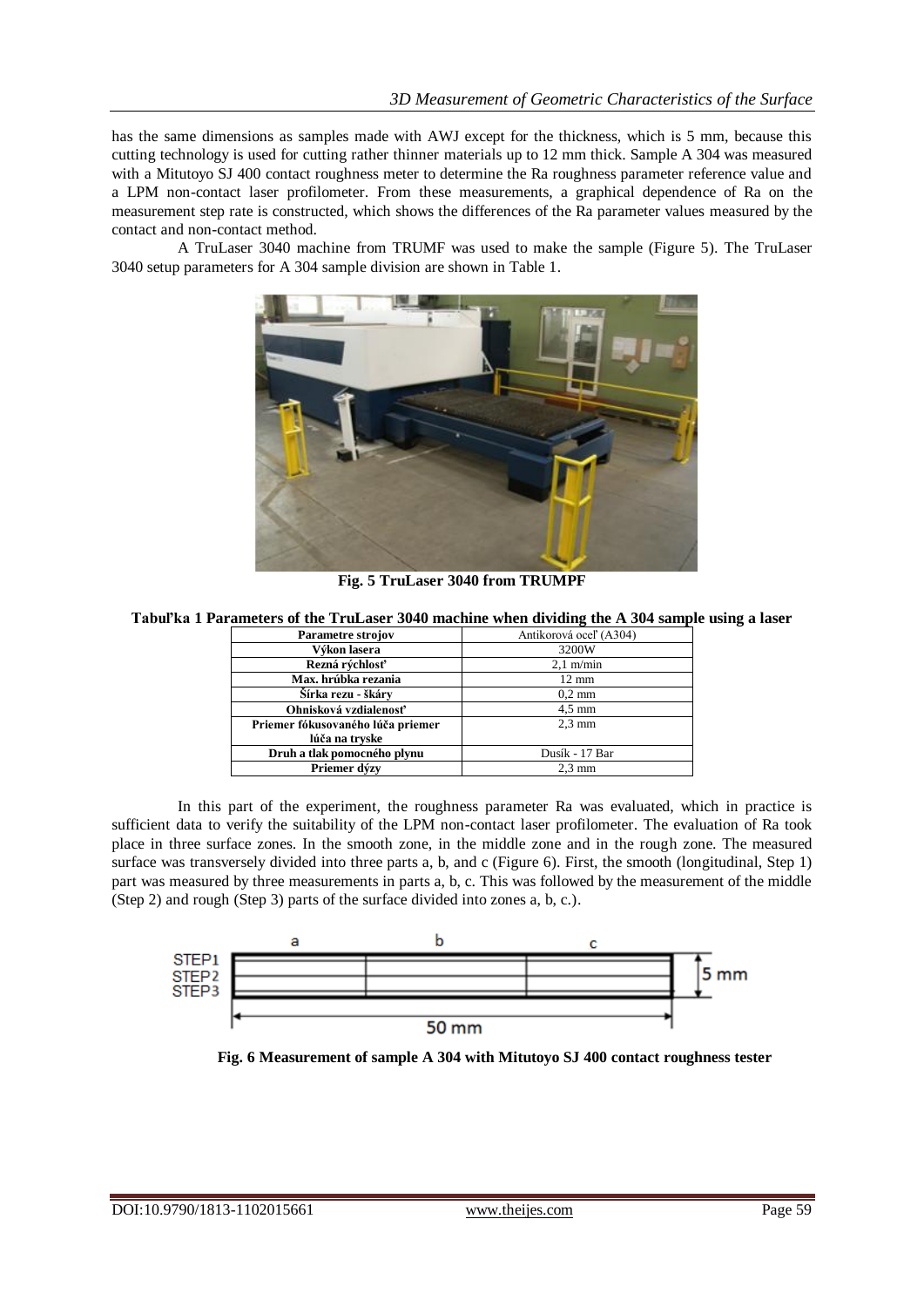has the same dimensions as samples made with AWJ except for the thickness, which is 5 mm, because this cutting technology is used for cutting rather thinner materials up to 12 mm thick. Sample A 304 was measured with a Mitutoyo SJ 400 contact roughness meter to determine the Ra roughness parameter reference value and a LPM non-contact laser profilometer. From these measurements, a graphical dependence of Ra on the measurement step rate is constructed, which shows the differences of the Ra parameter values measured by the contact and non-contact method.

A TruLaser 3040 machine from TRUMF was used to make the sample (Figure 5). The TruLaser 3040 setup parameters for A 304 sample division are shown in Table 1.

**Fig. 5 TruLaser 3040 from TRUMPF**

**Tabuľka 1 Parameters of the TruLaser 3040 machine when dividing the A 304 sample using a laser**

| Parametre strojov | Antikorová oceľ (A304) |
|---|---|
| Výkon lasera | 3200W |
| Rezná rýchlosť | 2,1 m/min |
| Max. hrúbka rezania | 12 mm |
| Šírka rezu - škáry | 0,2 mm |
| Ohnisková vzdialenosť | 4,5 mm |
| Priemer fókusovaného lúča priemer lúča na tryske | 2,3 mm |
| Druh a tlak pomocného plynu | Dusík - 17 Bar |
| Priemer dýzy | 2,3 mm |

In this part of the experiment, the roughness parameter Ra was evaluated, which in practice is sufficient data to verify the suitability of the LPM non-contact laser profilometer. The evaluation of Ra took place in three surface zones. In the smooth zone, in the middle zone and in the rough zone. The measured surface was transversely divided into three parts a, b, and c (Figure 6). First, the smooth (longitudinal, Step 1) part was measured by three measurements in parts a, b, c. This was followed by the measurement of the middle (Step 2) and rough (Step 3) parts of the surface divided into zones a, b, c.).

**Fig. 6 Measurement of sample A 304 with Mitutoyo SJ 400 contact roughness tester**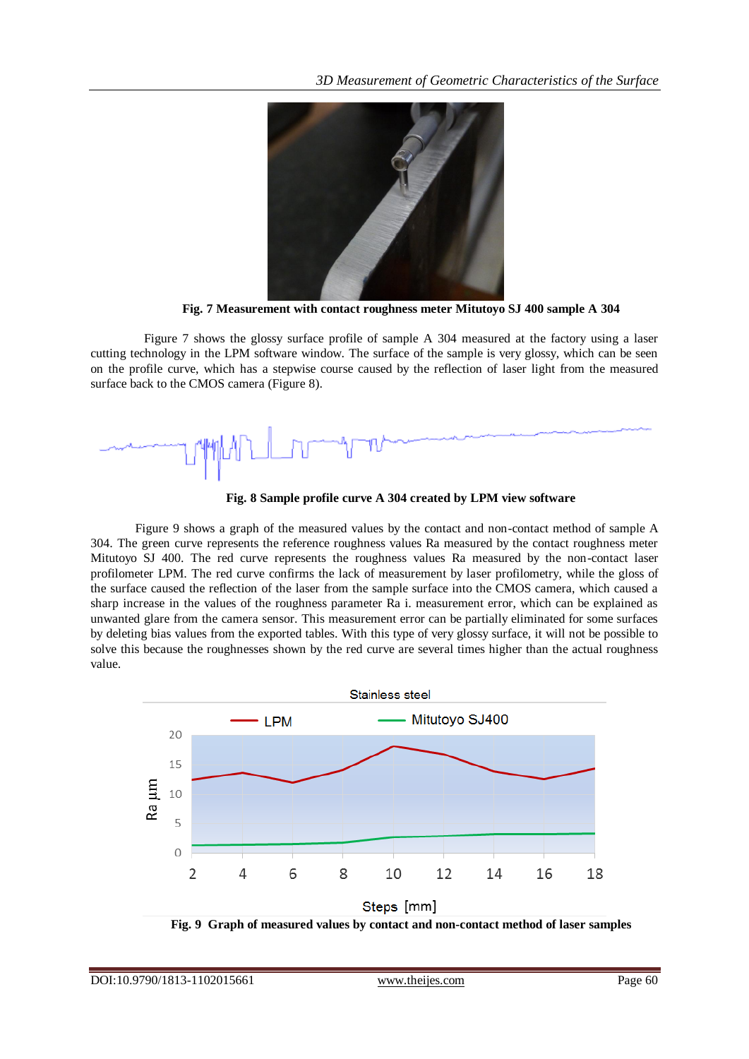**Fig. 7 Measurement with contact roughness meter Mitutoyo SJ 400 sample A 304**

Figure 7 shows the glossy surface profile of sample A 304 measured at the factory using a laser cutting technology in the LPM software window. The surface of the sample is very glossy, which can be seen on the profile curve, which has a stepwise course caused by the reflection of laser light from the measured surface back to the CMOS camera (Figure 8).

**Fig. 8 Sample profile curve A 304 created by LPM view software**

Figure 9 shows a graph of the measured values by the contact and non-contact method of sample A 304. The green curve represents the reference roughness values Ra measured by the contact roughness meter Mitutoyo SJ 400. The red curve represents the roughness values Ra measured by the non-contact laser profilometer LPM. The red curve confirms the lack of measurement by laser profilometry, while the gloss of the surface caused the reflection of the laser from the sample surface into the CMOS camera, which caused a sharp increase in the values of the roughness parameter Ra i. measurement error, which can be explained as unwanted glare from the camera sensor. This measurement error can be partially eliminated for some surfaces by deleting bias values from the exported tables. With this type of very glossy surface, it will not be possible to solve this because the roughnesses shown by the red curve are several times higher than the actual roughness value.

**Fig. 9 Graph of measured values by contact and non-contact method of laser samples**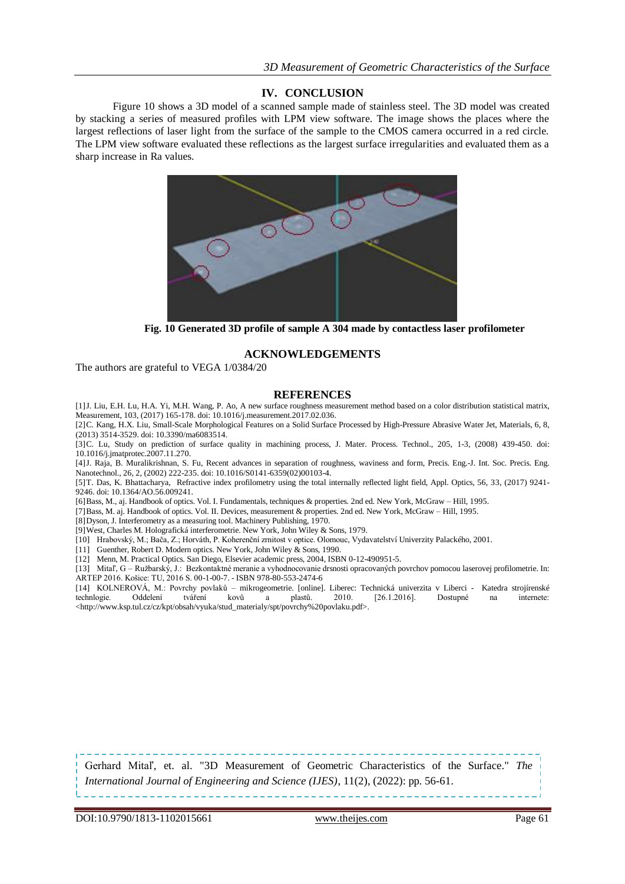## IV. CONCLUSION

Figure 10 shows a 3D model of a scanned sample made of stainless steel. The 3D model was created by stacking a series of measured profiles with LPM view software. The image shows the places where the largest reflections of laser light from the surface of the sample to the CMOS camera occurred in a red circle. The LPM view software evaluated these reflections as the largest surface irregularities and evaluated them as a sharp increase in Ra values.

**Fig. 10 Generated 3D profile of sample A 304 made by contactless laser profilometer**

## ACKNOWLEDGEMENTS

The authors are grateful to VEGA 1/0384/20

## REFERENCES

[1]J. Liu, E.H. Lu, H.A. Yi, M.H. Wang, P. Ao, A new surface roughness measurement method based on a color distribution statistical matrix, Measurement, 103, (2017) 165-178. doi: 10.1016/j.measurement.2017.02.036.

[2]C. Kang, H.X. Liu, Small-Scale Morphological Features on a Solid Surface Processed by High-Pressure Abrasive Water Jet, Materials, 6, 8, (2013) 3514-3529. doi: 10.3390/ma6083514.

[3]C. Lu, Study on prediction of surface quality in machining process, J. Mater. Process. Technol., 205, 1-3, (2008) 439-450. doi: 10.1016/j.jmatprotec.2007.11.270.

[4]J. Raja, B. Muralikrishnan, S. Fu, Recent advances in separation of roughness, waviness and form, Precis. Eng.-J. Int. Soc. Precis. Eng. Nanotechnol., 26, 2, (2002) 222-235. doi: 10.1016/S0141-6359(02)00103-4.

[5]T. Das, K. Bhattacharya, Refractive index profilometry using the total internally reflected light field, Appl. Optics, 56, 33, (2017) 9241-9246. doi: 10.1364/AO.56.009241.

[6]Bass, M., aj. Handbook of optics. Vol. I. Fundamentals, techniques & properties. 2nd ed. New York, McGraw – Hill, 1995.

[7]Bass, M. aj. Handbook of optics. Vol. II. Devices, measurement & properties. 2nd ed. New York, McGraw – Hill, 1995.

[8]Dyson, J. Interferometry as a measuring tool. Machinery Publishing, 1970.

[9]West, Charles M. Holografická interferometrie. New York, John Wiley & Sons, 1979.

[10] Hrabovský, M.; Bača, Z.; Horváth, P. Koherenční zrnitost v optice. Olomouc, Vydavatelství Univerzity Palackého, 2001.

[11] Guenther, Robert D. Modern optics. New York, John Wiley & Sons, 1990.

[12] Menn, M. Practical Optics. San Diego, Elsevier academic press, 2004, ISBN 0-12-490951-5.

[13] Mitaľ, G – Ružbarský, J.: Bezkontaktné meranie a vyhodnocovanie drsnosti opracovaných povrchov pomocou laserovej profilometrie. In: ARTEP 2016. Košice: TU, 2016 S. 00-1-00-7. - ISBN 978-80-553-2474-6

[14] KOLNEROVÁ, M.: Povrchy povlaků – mikrogeometrie. [online]. Liberec: Technická univerzita v Liberci - Katedra strojírenské technlogie. Oddelení tváření kovů a plastů. 2010. [26.1.2016]. Dostupné na internete: <http://www.ksp.tul.cz/cz/kpt/obsah/vyuka/stud_materialy/spt/povrchy%20povlaku.pdf>.

Gerhard Mitaľ, et. al. "3D Measurement of Geometric Characteristics of the Surface." *The International Journal of Engineering and Science (IJES)*, 11(2), (2022): pp. 56-61.